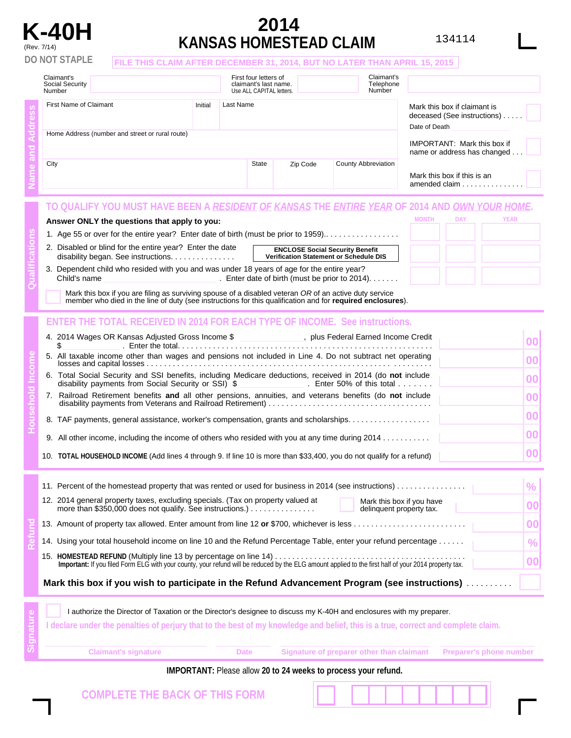# K-40H

(Rev. 7/14)

**DO NOT STAPLE**

# 2014 KANSAS HOMESTEAD CLAIM

134114

**FILE THIS CLAIM AFTER DECEMBER 31, 2014, BUT NO LATER THAN APRIL 15, 2015**

Claimant's Social Security Number | First four letters of claimant's last name. Use ALL CAPITAL letters. | Claimant's Telephone Number

## Name and Address

First Name of Claimant | Initial | Last Name

Home Address (number and street or rural route)

City | State | Zip Code | County Abbreviation

Mark this box if claimant is deceased (See instructions) . . . . . ☐

Date of Death

IMPORTANT: Mark this box if name or address has changed . . . ☐

Mark this box if this is an amended claim . . . . . . . . . . . . . . . ☐

## Qualifications

**TO QUALIFY YOU MUST HAVE BEEN A *RESIDENT OF KANSAS* THE *ENTIRE YEAR* OF 2014 AND *OWN YOUR HOME*.**

**Answer ONLY the questions that apply to you:** (MONTH / DAY / YEAR)

1. Age 55 or over for the entire year? Enter date of birth (must be prior to 1959).. . . . . . . . . . . . . . . . .
2. Disabled or blind for the entire year? Enter the date disability began. See instructions. . . . . . . . . . . . . . . **ENCLOSE Social Security Benefit Verification Statement or Schedule DIS**
3. Dependent child who resided with you and was under 18 years of age for the entire year? Child's name ____________ . Enter date of birth (must be prior to 2014). . . . . . .

☐ Mark this box if you are filing as surviving spouse of a disabled veteran *OR* of an active duty service member who died in the line of duty (see instructions for this qualification and for **required enclosures**).

## Household Income

**ENTER THE TOTAL RECEIVED IN 2014 FOR EACH TYPE OF INCOME. See instructions.**

4. 2014 Wages OR Kansas Adjusted Gross Income $ ____________, plus Federal Earned Income Credit $ ____________. Enter the total. . . . . . . . . . . . . . . . . . . . . . . . . . . . . . . . . . . . . . . . . . . . . . . . . . . . . . . . . . 00
5. All taxable income other than wages and pensions not included in Line 4. Do not subtract net operating losses and capital losses . . . . . . . . . . . . . . . . . . . . . . . . . . . . . . . . . . . . . . . . . . . . . . . . . . . . . . . . . . . . . . . . 00
6. Total Social Security and SSI benefits, including Medicare deductions, received in 2014 (do **not** include disability payments from Social Security or SSI) $ ____________. Enter 50% of this total . . . . . . . 00
7. Railroad Retirement benefits **and** all other pensions, annuities, and veterans benefits (do **not** include disability payments from Veterans and Railroad Retirement) . . . . . . . . . . . . . . . . . . . . . . . . . . . . . . . . . . . . 00
8. TAF payments, general assistance, worker's compensation, grants and scholarships. . . . . . . . . . . . . . . . . . . 00
9. All other income, including the income of others who resided with you at any time during 2014 . . . . . . . . . . . 00
10. **TOTAL HOUSEHOLD INCOME** (Add lines 4 through 9. If line 10 is more than $33,400, you do not qualify for a refund) 00

## Refund

11. Percent of the homestead property that was rented or used for business in 2014 (see instructions) . . . . . . . . . . . . . . . . %
12. 2014 general property taxes, excluding specials. (Tax on property valued at more than $350,000 does not qualify. See instructions.) . . . . . . . . . . . . . . . ☐ Mark this box if you have delinquent property tax. 00
13. Amount of property tax allowed. Enter amount from line 12 **or** $700, whichever is less . . . . . . . . . . . . . . . . . . . . . . . . . 00
14. Using your total household income on line 10 and the Refund Percentage Table, enter your refund percentage . . . . . . %
15. **HOMESTEAD REFUND** (Multiply line 13 by percentage on line 14) . . . . . . . . . . . . . . . . . . . . . . . . . . . . . . . . . . . . . . . . . . . . . 00
    **Important:** If you filed Form ELG with your county, your refund will be reduced by the ELG amount applied to the first half of your 2014 property tax.

**Mark this box if you wish to participate in the Refund Advancement Program (see instructions)** . . . . . . . . . . ☐

## Signature

☐ I authorize the Director of Taxation or the Director's designee to discuss my K-40H and enclosures with my preparer.

**I declare under the penalties of perjury that to the best of my knowledge and belief, this is a true, correct and complete claim.**

Claimant's signature | Date | Signature of preparer other than claimant | Preparer's phone number

**IMPORTANT:** Please allow **20 to 24 weeks** to process your refund.

**COMPLETE THE BACK OF THIS FORM**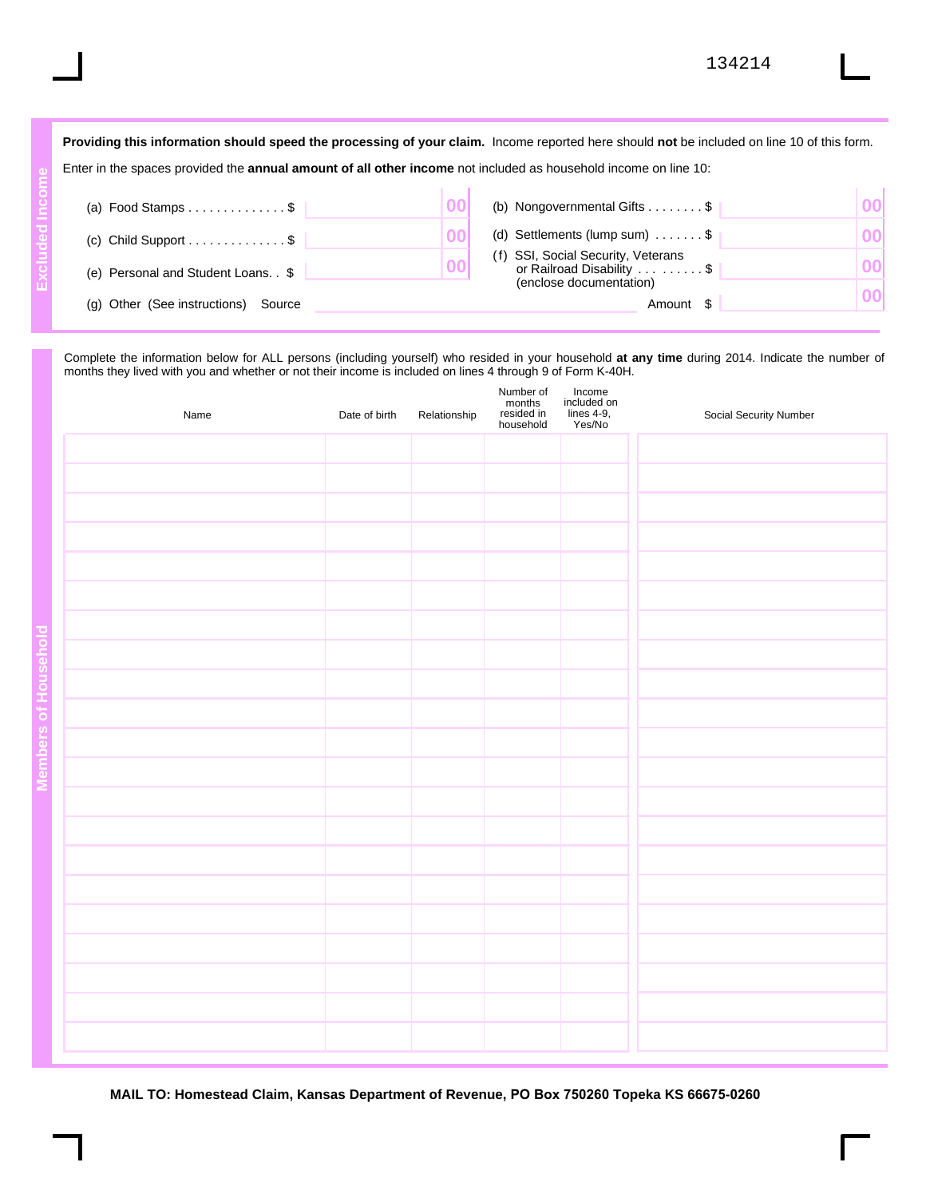134214

## Excluded Income

**Providing this information should speed the processing of your claim.** Income reported here should **not** be included on line 10 of this form.

Enter in the spaces provided the **annual amount of all other income** not included as household income on line 10:

(a) Food Stamps . . . . . . . . . . . . . . $ ______ 00

(b) Nongovernmental Gifts . . . . . . . . $ ______ 00

(c) Child Support . . . . . . . . . . . . . . $ ______ 00

(d) Settlements (lump sum) . . . . . . . $ ______ 00

(e) Personal and Student Loans. . $ ______ 00

(f) SSI, Social Security, Veterans or Railroad Disability . . . . . . . . . . $ ______ 00 (enclose documentation)

(g) Other (See instructions) Source ______ Amount $ ______ 00

## Members of Household

Complete the information below for ALL persons (including yourself) who resided in your household **at any time** during 2014. Indicate the number of months they lived with you and whether or not their income is included on lines 4 through 9 of Form K-40H.

| Name | Date of birth | Relationship | Number of months resided in household | Income included on lines 4-9, Yes/No | Social Security Number |
|---|---|---|---|---|---|
| | | | | | |
| | | | | | |
| | | | | | |
| | | | | | |
| | | | | | |
| | | | | | |
| | | | | | |
| | | | | | |
| | | | | | |
| | | | | | |
| | | | | | |
| | | | | | |
| | | | | | |
| | | | | | |
| | | | | | |
| | | | | | |
| | | | | | |
| | | | | | |
| | | | | | |
| | | | | | |
| | | | | | |

**MAIL TO: Homestead Claim, Kansas Department of Revenue, PO Box 750260 Topeka KS 66675-0260**